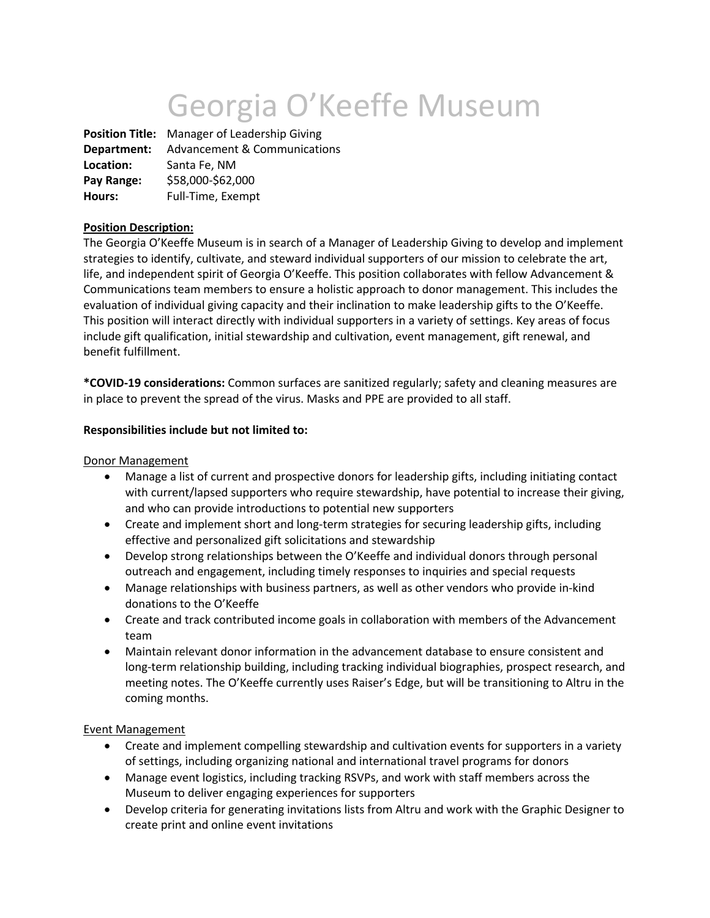# Georgia O'Keeffe Museum

**Position Title:** Manager of Leadership Giving
**Department:** Advancement & Communications
**Location:** Santa Fe, NM
**Pay Range:** $58,000-$62,000
**Hours:** Full-Time, Exempt

**Position Description:**

The Georgia O'Keeffe Museum is in search of a Manager of Leadership Giving to develop and implement strategies to identify, cultivate, and steward individual supporters of our mission to celebrate the art, life, and independent spirit of Georgia O'Keeffe. This position collaborates with fellow Advancement & Communications team members to ensure a holistic approach to donor management. This includes the evaluation of individual giving capacity and their inclination to make leadership gifts to the O'Keeffe. This position will interact directly with individual supporters in a variety of settings. Key areas of focus include gift qualification, initial stewardship and cultivation, event management, gift renewal, and benefit fulfillment.

***COVID-19 considerations:** Common surfaces are sanitized regularly; safety and cleaning measures are in place to prevent the spread of the virus. Masks and PPE are provided to all staff.

**Responsibilities include but not limited to:**

Donor Management

- Manage a list of current and prospective donors for leadership gifts, including initiating contact with current/lapsed supporters who require stewardship, have potential to increase their giving, and who can provide introductions to potential new supporters
- Create and implement short and long-term strategies for securing leadership gifts, including effective and personalized gift solicitations and stewardship
- Develop strong relationships between the O'Keeffe and individual donors through personal outreach and engagement, including timely responses to inquiries and special requests
- Manage relationships with business partners, as well as other vendors who provide in-kind donations to the O'Keeffe
- Create and track contributed income goals in collaboration with members of the Advancement team
- Maintain relevant donor information in the advancement database to ensure consistent and long-term relationship building, including tracking individual biographies, prospect research, and meeting notes. The O'Keeffe currently uses Raiser's Edge, but will be transitioning to Altru in the coming months.

Event Management

- Create and implement compelling stewardship and cultivation events for supporters in a variety of settings, including organizing national and international travel programs for donors
- Manage event logistics, including tracking RSVPs, and work with staff members across the Museum to deliver engaging experiences for supporters
- Develop criteria for generating invitations lists from Altru and work with the Graphic Designer to create print and online event invitations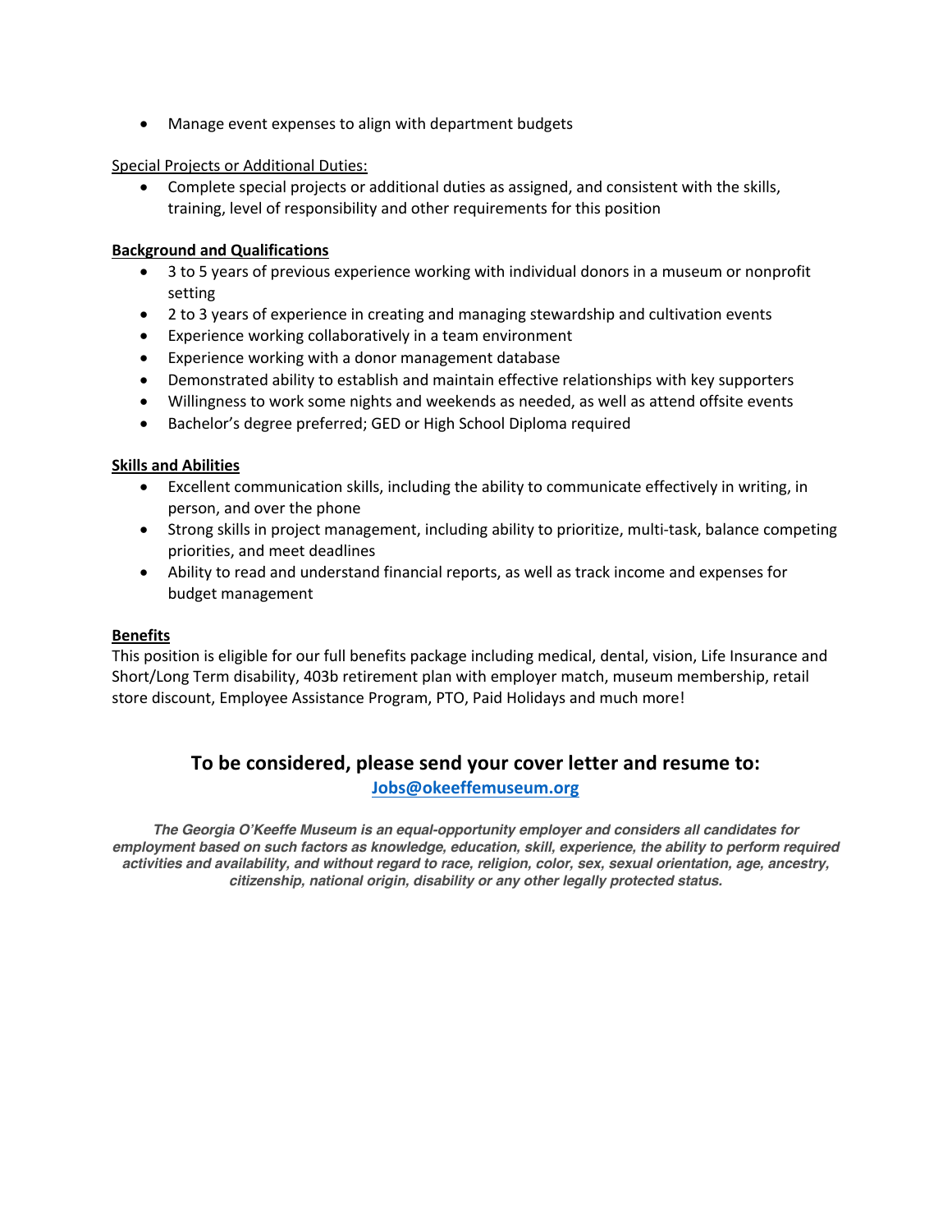- Manage event expenses to align with department budgets

Special Projects or Additional Duties:

- Complete special projects or additional duties as assigned, and consistent with the skills, training, level of responsibility and other requirements for this position

**Background and Qualifications**

- 3 to 5 years of previous experience working with individual donors in a museum or nonprofit setting
- 2 to 3 years of experience in creating and managing stewardship and cultivation events
- Experience working collaboratively in a team environment
- Experience working with a donor management database
- Demonstrated ability to establish and maintain effective relationships with key supporters
- Willingness to work some nights and weekends as needed, as well as attend offsite events
- Bachelor's degree preferred; GED or High School Diploma required

**Skills and Abilities**

- Excellent communication skills, including the ability to communicate effectively in writing, in person, and over the phone
- Strong skills in project management, including ability to prioritize, multi-task, balance competing priorities, and meet deadlines
- Ability to read and understand financial reports, as well as track income and expenses for budget management

**Benefits**

This position is eligible for our full benefits package including medical, dental, vision, Life Insurance and Short/Long Term disability, 403b retirement plan with employer match, museum membership, retail store discount, Employee Assistance Program, PTO, Paid Holidays and much more!

## To be considered, please send your cover letter and resume to:

[Jobs@okeeffemuseum.org](mailto:Jobs@okeeffemuseum.org)

***The Georgia O'Keeffe Museum is an equal-opportunity employer and considers all candidates for employment based on such factors as knowledge, education, skill, experience, the ability to perform required activities and availability, and without regard to race, religion, color, sex, sexual orientation, age, ancestry, citizenship, national origin, disability or any other legally protected status.***